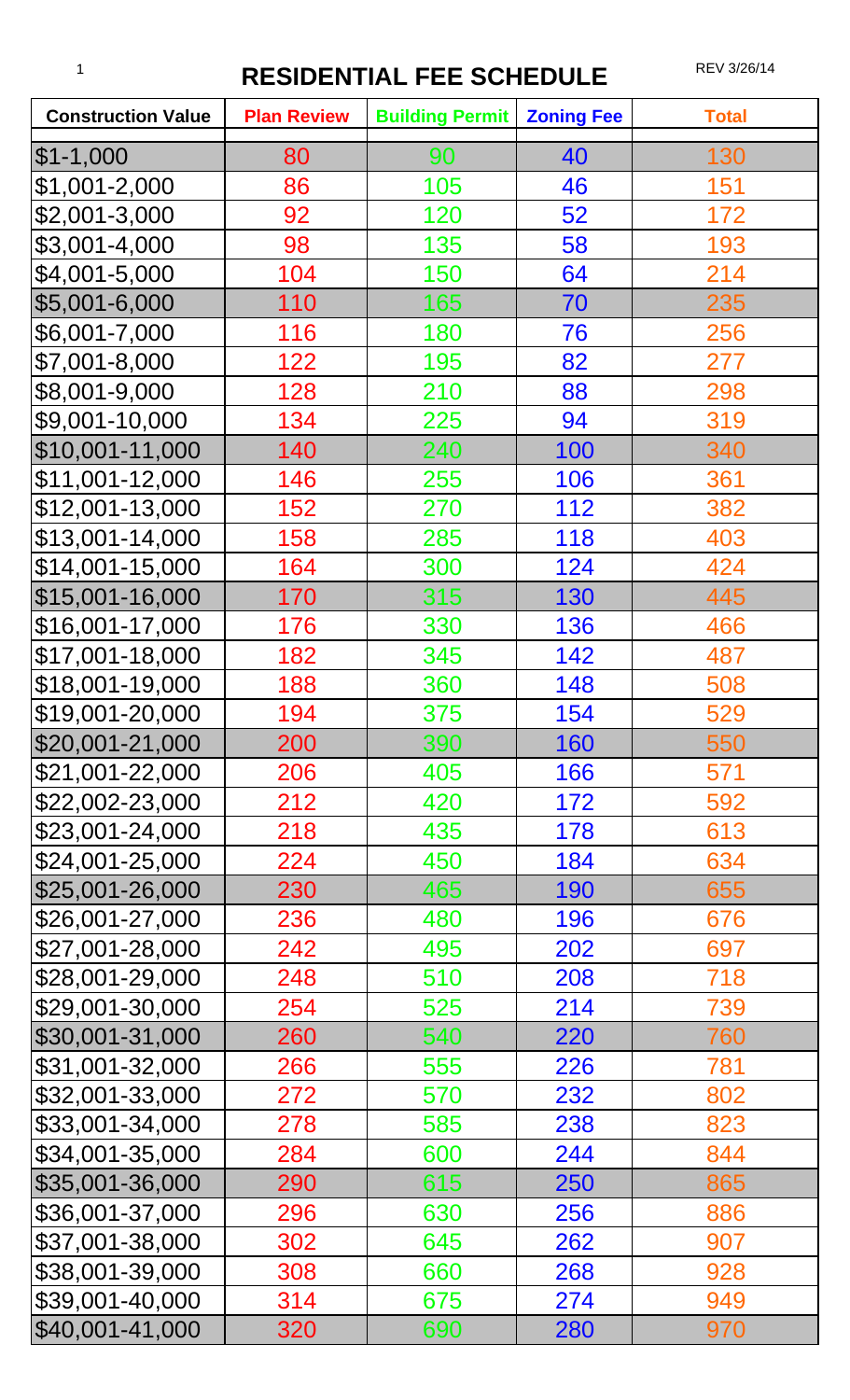# RESIDENTIAL FEE SCHEDULE

REV 3/26/14

| Construction Value | Plan Review | Building Permit | Zoning Fee | Total |
|---|---|---|---|---|
| $1-1,000 | 80 | 90 | 40 | 130 |
| $1,001-2,000 | 86 | 105 | 46 | 151 |
| $2,001-3,000 | 92 | 120 | 52 | 172 |
| $3,001-4,000 | 98 | 135 | 58 | 193 |
| $4,001-5,000 | 104 | 150 | 64 | 214 |
| $5,001-6,000 | 110 | 165 | 70 | 235 |
| $6,001-7,000 | 116 | 180 | 76 | 256 |
| $7,001-8,000 | 122 | 195 | 82 | 277 |
| $8,001-9,000 | 128 | 210 | 88 | 298 |
| $9,001-10,000 | 134 | 225 | 94 | 319 |
| $10,001-11,000 | 140 | 240 | 100 | 340 |
| $11,001-12,000 | 146 | 255 | 106 | 361 |
| $12,001-13,000 | 152 | 270 | 112 | 382 |
| $13,001-14,000 | 158 | 285 | 118 | 403 |
| $14,001-15,000 | 164 | 300 | 124 | 424 |
| $15,001-16,000 | 170 | 315 | 130 | 445 |
| $16,001-17,000 | 176 | 330 | 136 | 466 |
| $17,001-18,000 | 182 | 345 | 142 | 487 |
| $18,001-19,000 | 188 | 360 | 148 | 508 |
| $19,001-20,000 | 194 | 375 | 154 | 529 |
| $20,001-21,000 | 200 | 390 | 160 | 550 |
| $21,001-22,000 | 206 | 405 | 166 | 571 |
| $22,002-23,000 | 212 | 420 | 172 | 592 |
| $23,001-24,000 | 218 | 435 | 178 | 613 |
| $24,001-25,000 | 224 | 450 | 184 | 634 |
| $25,001-26,000 | 230 | 465 | 190 | 655 |
| $26,001-27,000 | 236 | 480 | 196 | 676 |
| $27,001-28,000 | 242 | 495 | 202 | 697 |
| $28,001-29,000 | 248 | 510 | 208 | 718 |
| $29,001-30,000 | 254 | 525 | 214 | 739 |
| $30,001-31,000 | 260 | 540 | 220 | 760 |
| $31,001-32,000 | 266 | 555 | 226 | 781 |
| $32,001-33,000 | 272 | 570 | 232 | 802 |
| $33,001-34,000 | 278 | 585 | 238 | 823 |
| $34,001-35,000 | 284 | 600 | 244 | 844 |
| $35,001-36,000 | 290 | 615 | 250 | 865 |
| $36,001-37,000 | 296 | 630 | 256 | 886 |
| $37,001-38,000 | 302 | 645 | 262 | 907 |
| $38,001-39,000 | 308 | 660 | 268 | 928 |
| $39,001-40,000 | 314 | 675 | 274 | 949 |
| $40,001-41,000 | 320 | 690 | 280 | 970 |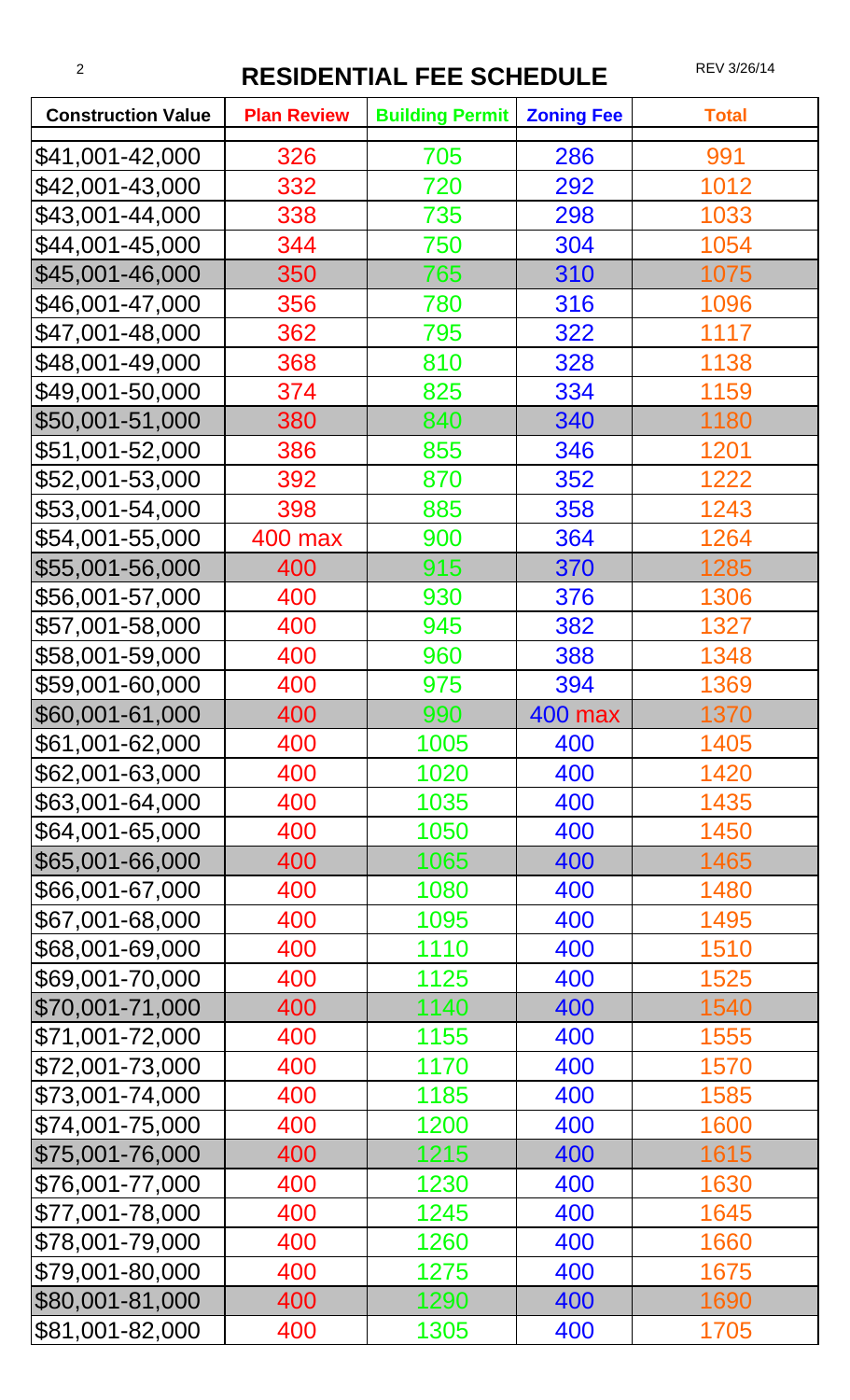# RESIDENTIAL FEE SCHEDULE

REV 3/26/14

| Construction Value | Plan Review | Building Permit | Zoning Fee | Total |
|---|---|---|---|---|
| $41,001-42,000 | 326 | 705 | 286 | 991 |
| $42,001-43,000 | 332 | 720 | 292 | 1012 |
| $43,001-44,000 | 338 | 735 | 298 | 1033 |
| $44,001-45,000 | 344 | 750 | 304 | 1054 |
| $45,001-46,000 | 350 | 765 | 310 | 1075 |
| $46,001-47,000 | 356 | 780 | 316 | 1096 |
| $47,001-48,000 | 362 | 795 | 322 | 1117 |
| $48,001-49,000 | 368 | 810 | 328 | 1138 |
| $49,001-50,000 | 374 | 825 | 334 | 1159 |
| $50,001-51,000 | 380 | 840 | 340 | 1180 |
| $51,001-52,000 | 386 | 855 | 346 | 1201 |
| $52,001-53,000 | 392 | 870 | 352 | 1222 |
| $53,001-54,000 | 398 | 885 | 358 | 1243 |
| $54,001-55,000 | 400 max | 900 | 364 | 1264 |
| $55,001-56,000 | 400 | 915 | 370 | 1285 |
| $56,001-57,000 | 400 | 930 | 376 | 1306 |
| $57,001-58,000 | 400 | 945 | 382 | 1327 |
| $58,001-59,000 | 400 | 960 | 388 | 1348 |
| $59,001-60,000 | 400 | 975 | 394 | 1369 |
| $60,001-61,000 | 400 | 990 | 400 max | 1370 |
| $61,001-62,000 | 400 | 1005 | 400 | 1405 |
| $62,001-63,000 | 400 | 1020 | 400 | 1420 |
| $63,001-64,000 | 400 | 1035 | 400 | 1435 |
| $64,001-65,000 | 400 | 1050 | 400 | 1450 |
| $65,001-66,000 | 400 | 1065 | 400 | 1465 |
| $66,001-67,000 | 400 | 1080 | 400 | 1480 |
| $67,001-68,000 | 400 | 1095 | 400 | 1495 |
| $68,001-69,000 | 400 | 1110 | 400 | 1510 |
| $69,001-70,000 | 400 | 1125 | 400 | 1525 |
| $70,001-71,000 | 400 | 1140 | 400 | 1540 |
| $71,001-72,000 | 400 | 1155 | 400 | 1555 |
| $72,001-73,000 | 400 | 1170 | 400 | 1570 |
| $73,001-74,000 | 400 | 1185 | 400 | 1585 |
| $74,001-75,000 | 400 | 1200 | 400 | 1600 |
| $75,001-76,000 | 400 | 1215 | 400 | 1615 |
| $76,001-77,000 | 400 | 1230 | 400 | 1630 |
| $77,001-78,000 | 400 | 1245 | 400 | 1645 |
| $78,001-79,000 | 400 | 1260 | 400 | 1660 |
| $79,001-80,000 | 400 | 1275 | 400 | 1675 |
| $80,001-81,000 | 400 | 1290 | 400 | 1690 |
| $81,001-82,000 | 400 | 1305 | 400 | 1705 |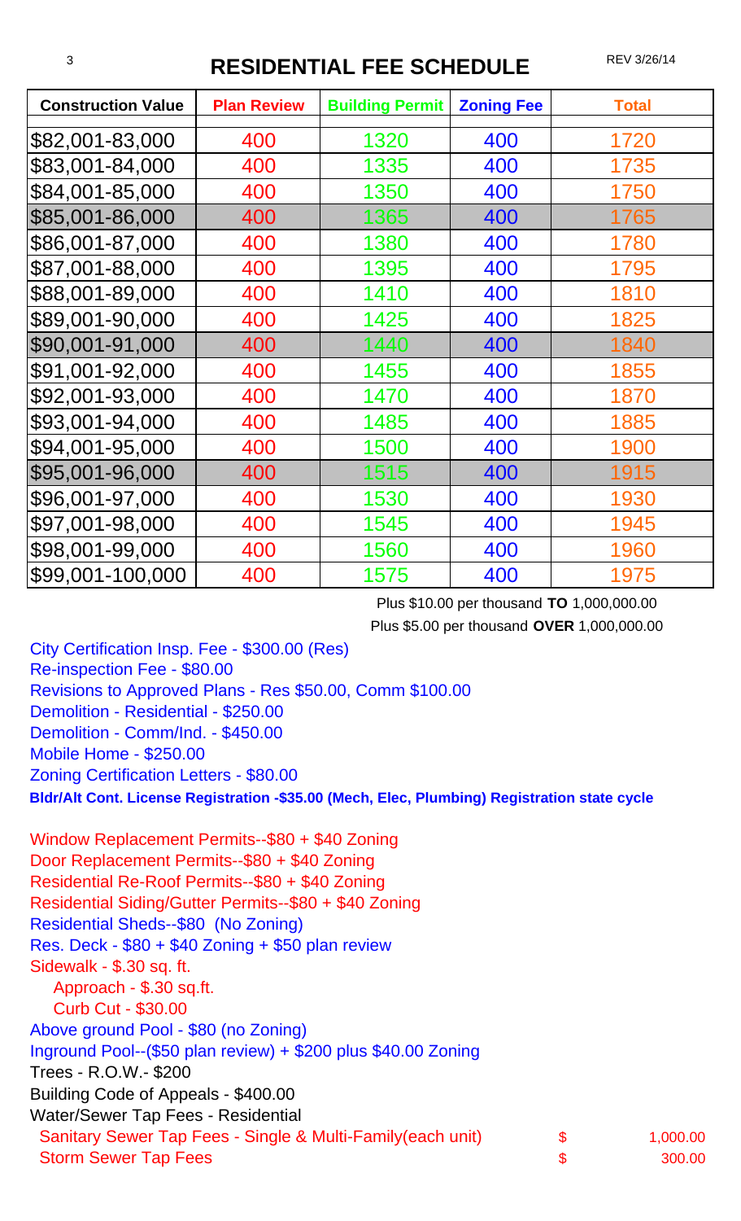# RESIDENTIAL FEE SCHEDULE

REV 3/26/14

| Construction Value | Plan Review | Building Permit | Zoning Fee | Total |
|---|---|---|---|---|
| $82,001-83,000 | 400 | 1320 | 400 | 1720 |
| $83,001-84,000 | 400 | 1335 | 400 | 1735 |
| $84,001-85,000 | 400 | 1350 | 400 | 1750 |
| $85,001-86,000 | 400 | 1365 | 400 | 1765 |
| $86,001-87,000 | 400 | 1380 | 400 | 1780 |
| $87,001-88,000 | 400 | 1395 | 400 | 1795 |
| $88,001-89,000 | 400 | 1410 | 400 | 1810 |
| $89,001-90,000 | 400 | 1425 | 400 | 1825 |
| $90,001-91,000 | 400 | 1440 | 400 | 1840 |
| $91,001-92,000 | 400 | 1455 | 400 | 1855 |
| $92,001-93,000 | 400 | 1470 | 400 | 1870 |
| $93,001-94,000 | 400 | 1485 | 400 | 1885 |
| $94,001-95,000 | 400 | 1500 | 400 | 1900 |
| $95,001-96,000 | 400 | 1515 | 400 | 1915 |
| $96,001-97,000 | 400 | 1530 | 400 | 1930 |
| $97,001-98,000 | 400 | 1545 | 400 | 1945 |
| $98,001-99,000 | 400 | 1560 | 400 | 1960 |
| $99,001-100,000 | 400 | 1575 | 400 | 1975 |

Plus $10.00 per thousand **TO** 1,000,000.00

Plus $5.00 per thousand **OVER** 1,000,000.00

City Certification Insp. Fee - $300.00 (Res)
Re-inspection Fee - $80.00
Revisions to Approved Plans - Res $50.00, Comm $100.00
Demolition - Residential - $250.00
Demolition - Comm/Ind. - $450.00
Mobile Home - $250.00
Zoning Certification Letters - $80.00
**Bldr/Alt Cont. License Registration -$35.00 (Mech, Elec, Plumbing) Registration state cycle**

Window Replacement Permits--$80 + $40 Zoning
Door Replacement Permits--$80 + $40 Zoning
Residential Re-Roof Permits--$80 + $40 Zoning
Residential Siding/Gutter Permits--$80 + $40 Zoning
Residential Sheds--$80 (No Zoning)
Res. Deck - $80 + $40 Zoning + $50 plan review
Sidewalk - $.30 sq. ft.
  Approach - $.30 sq.ft.
  Curb Cut - $30.00
Above ground Pool - $80 (no Zoning)
Inground Pool--($50 plan review) + $200 plus $40.00 Zoning
Trees - R.O.W.- $200
Building Code of Appeals - $400.00
Water/Sewer Tap Fees - Residential

| | | |
|---|---|---|
| Sanitary Sewer Tap Fees - Single & Multi-Family(each unit) | $ | 1,000.00 |
| Storm Sewer Tap Fees | $ | 300.00 |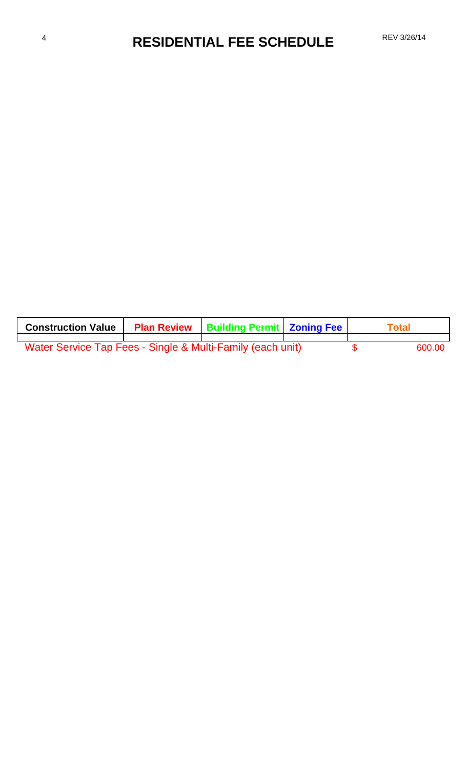# RESIDENTIAL FEE SCHEDULE

REV 3/26/14

| Construction Value | Plan Review | Building Permit | Zoning Fee | Total |
|---|---|---|---|---|
| | | | | |
| Water Service Tap Fees - Single & Multi-Family (each unit) | | | | $ 600.00 |